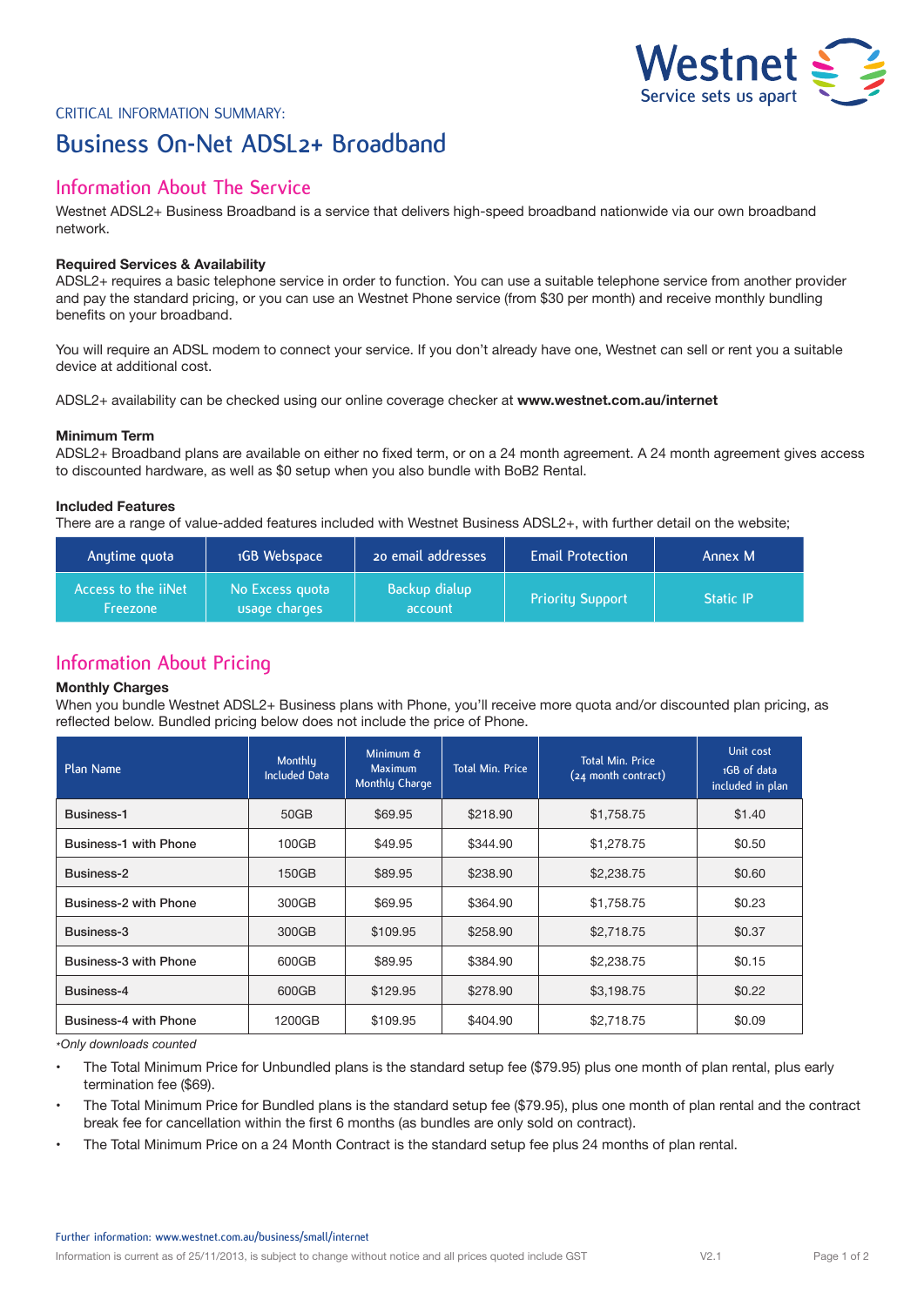Westnet
Service sets us apart

CRITICAL INFORMATION SUMMARY:

# Business On-Net ADSL2+ Broadband

## Information About The Service

Westnet ADSL2+ Business Broadband is a service that delivers high-speed broadband nationwide via our own broadband network.

**Required Services & Availability**

ADSL2+ requires a basic telephone service in order to function. You can use a suitable telephone service from another provider and pay the standard pricing, or you can use an Westnet Phone service (from $30 per month) and receive monthly bundling benefits on your broadband.

You will require an ADSL modem to connect your service. If you don't already have one, Westnet can sell or rent you a suitable device at additional cost.

ADSL2+ availability can be checked using our online coverage checker at **www.westnet.com.au/internet**

**Minimum Term**

ADSL2+ Broadband plans are available on either no fixed term, or on a 24 month agreement. A 24 month agreement gives access to discounted hardware, as well as $0 setup when you also bundle with BoB2 Rental.

**Included Features**

There are a range of value-added features included with Westnet Business ADSL2+, with further detail on the website;

| Anytime quota | 1GB Webspace | 20 email addresses | Email Protection | Annex M |
|---|---|---|---|---|
| Access to the iiNet Freezone | No Excess quota usage charges | Backup dialup account | Priority Support | Static IP |

## Information About Pricing

**Monthly Charges**

When you bundle Westnet ADSL2+ Business plans with Phone, you'll receive more quota and/or discounted plan pricing, as reflected below. Bundled pricing below does not include the price of Phone.

| Plan Name | Monthly Included Data | Minimum & Maximum Monthly Charge | Total Min. Price | Total Min. Price (24 month contract) | Unit cost 1GB of data included in plan |
|---|---|---|---|---|---|
| Business-1 | 50GB | $69.95 | $218.90 | $1,758.75 | $1.40 |
| Business-1 with Phone | 100GB | $49.95 | $344.90 | $1,278.75 | $0.50 |
| Business-2 | 150GB | $89.95 | $238.90 | $2,238.75 | $0.60 |
| Business-2 with Phone | 300GB | $69.95 | $364.90 | $1,758.75 | $0.23 |
| Business-3 | 300GB | $109.95 | $258.90 | $2,718.75 | $0.37 |
| Business-3 with Phone | 600GB | $89.95 | $384.90 | $2,238.75 | $0.15 |
| Business-4 | 600GB | $129.95 | $278.90 | $3,198.75 | $0.22 |
| Business-4 with Phone | 1200GB | $109.95 | $404.90 | $2,718.75 | $0.09 |

**Only downloads counted*

- The Total Minimum Price for Unbundled plans is the standard setup fee ($79.95) plus one month of plan rental, plus early termination fee ($69).
- The Total Minimum Price for Bundled plans is the standard setup fee ($79.95), plus one month of plan rental and the contract break fee for cancellation within the first 6 months (as bundles are only sold on contract).
- The Total Minimum Price on a 24 Month Contract is the standard setup fee plus 24 months of plan rental.

Further information: www.westnet.com.au/business/small/internet

Information is current as of 25/11/2013, is subject to change without notice and all prices quoted include GST V2.1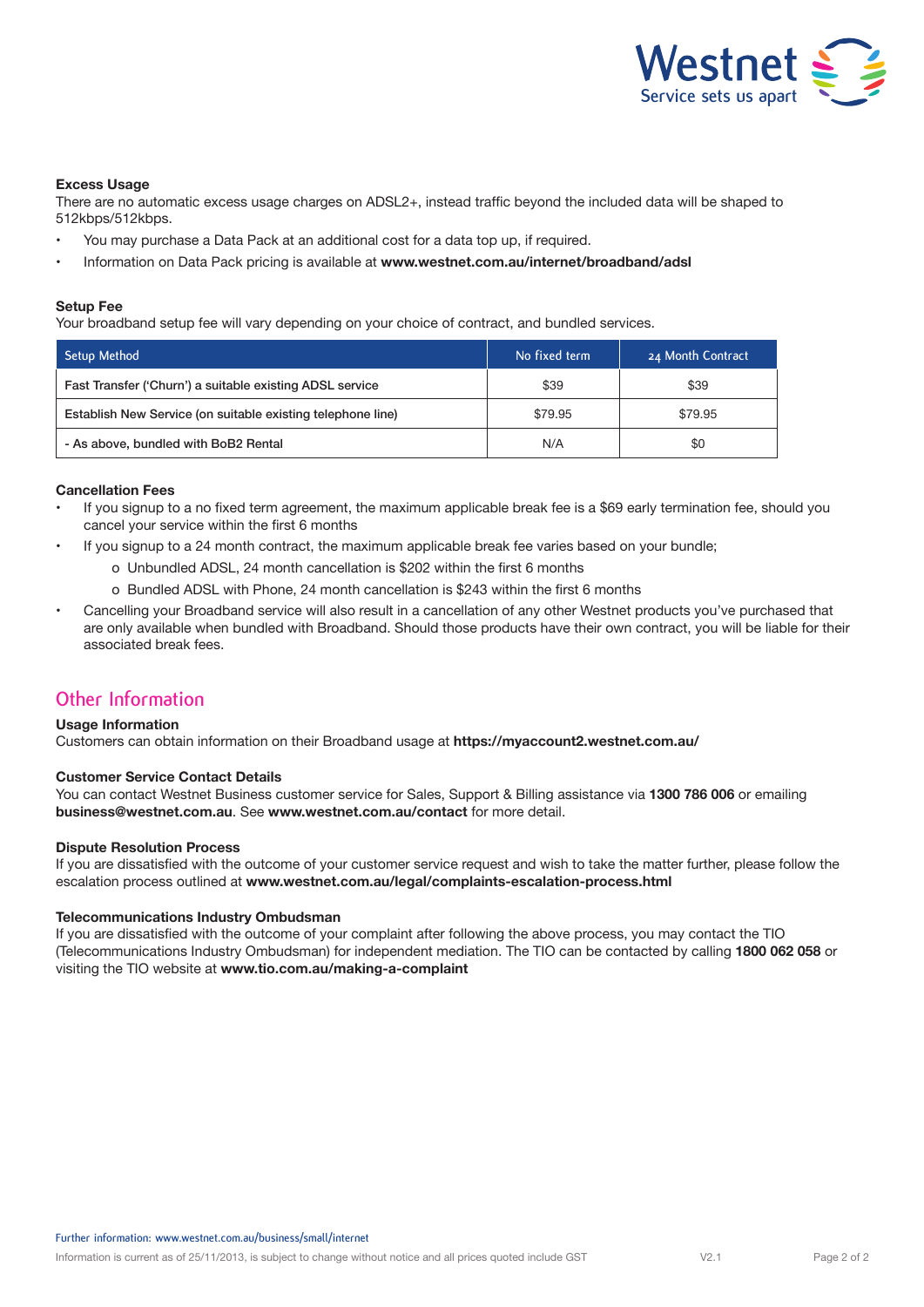### Excess Usage

There are no automatic excess usage charges on ADSL2+, instead traffic beyond the included data will be shaped to 512kbps/512kbps.

- You may purchase a Data Pack at an additional cost for a data top up, if required.
- Information on Data Pack pricing is available at **www.westnet.com.au/internet/broadband/adsl**

### Setup Fee

Your broadband setup fee will vary depending on your choice of contract, and bundled services.

| Setup Method | No fixed term | 24 Month Contract |
|---|---|---|
| Fast Transfer ('Churn') a suitable existing ADSL service | $39 | $39 |
| Establish New Service (on suitable existing telephone line) | $79.95 | $79.95 |
| - As above, bundled with BoB2 Rental | N/A | $0 |

### Cancellation Fees

- If you signup to a no fixed term agreement, the maximum applicable break fee is a $69 early termination fee, should you cancel your service within the first 6 months
- If you signup to a 24 month contract, the maximum applicable break fee varies based on your bundle;
  - Unbundled ADSL, 24 month cancellation is $202 within the first 6 months
  - Bundled ADSL with Phone, 24 month cancellation is $243 within the first 6 months
- Cancelling your Broadband service will also result in a cancellation of any other Westnet products you've purchased that are only available when bundled with Broadband. Should those products have their own contract, you will be liable for their associated break fees.

## Other Information

### Usage Information

Customers can obtain information on their Broadband usage at **https://myaccount2.westnet.com.au/**

### Customer Service Contact Details

You can contact Westnet Business customer service for Sales, Support & Billing assistance via **1300 786 006** or emailing **business@westnet.com.au**. See **www.westnet.com.au/contact** for more detail.

### Dispute Resolution Process

If you are dissatisfied with the outcome of your customer service request and wish to take the matter further, please follow the escalation process outlined at **www.westnet.com.au/legal/complaints-escalation-process.html**

### Telecommunications Industry Ombudsman

If you are dissatisfied with the outcome of your complaint after following the above process, you may contact the TIO (Telecommunications Industry Ombudsman) for independent mediation. The TIO can be contacted by calling **1800 062 058** or visiting the TIO website at **www.tio.com.au/making-a-complaint**

Further information: www.westnet.com.au/business/small/internet

Information is current as of 25/11/2013, is subject to change without notice and all prices quoted include GST